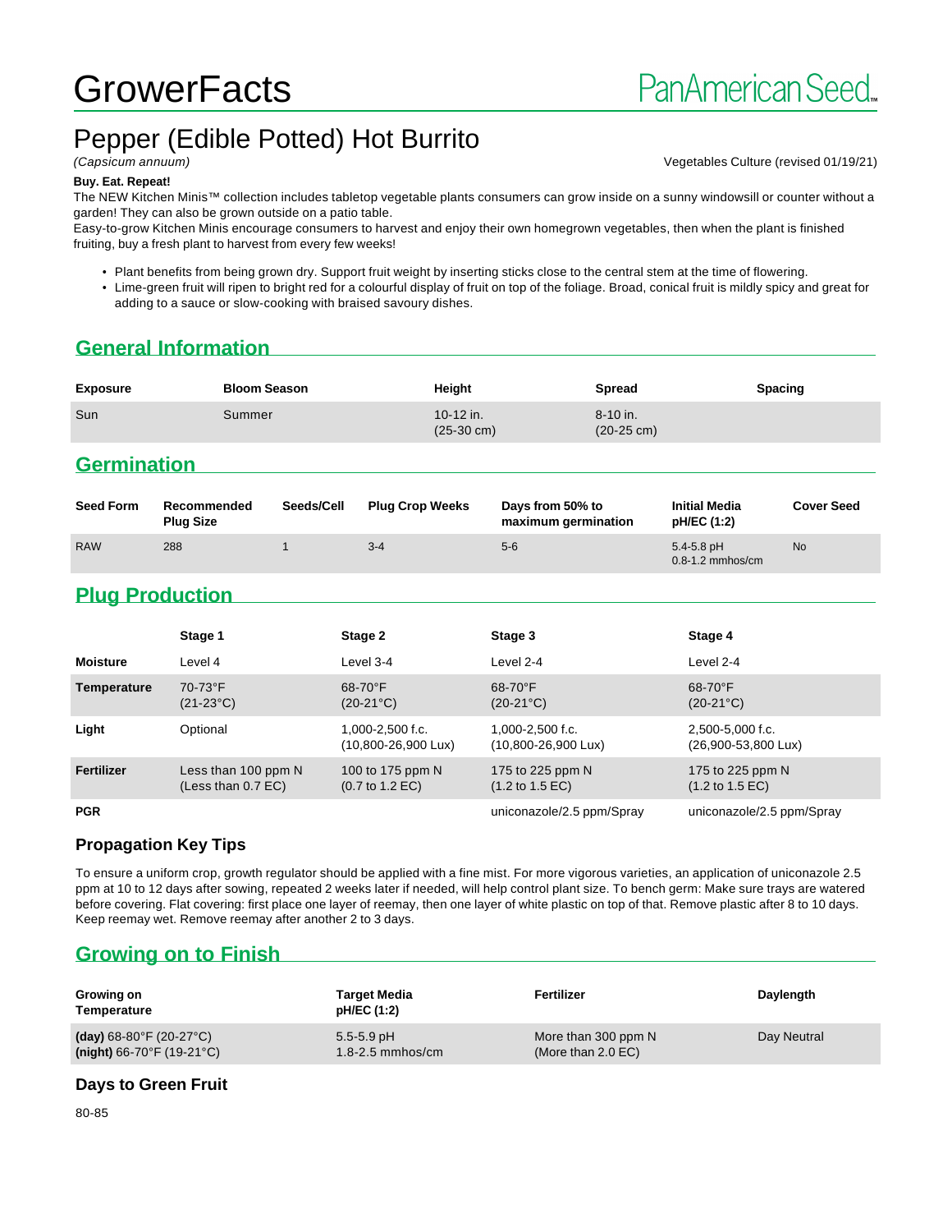# GrowerFacts

PanAmerican Seed

## Pepper (Edible Potted) Hot Burrito

*(Capsicum annuum)*

Vegetables Culture (revised 01/19/21)

**Buy. Eat. Repeat!**

The NEW Kitchen Minis™ collection includes tabletop vegetable plants consumers can grow inside on a sunny windowsill or counter without a garden! They can also be grown outside on a patio table.

Easy-to-grow Kitchen Minis encourage consumers to harvest and enjoy their own homegrown vegetables, then when the plant is finished fruiting, buy a fresh plant to harvest from every few weeks!

- Plant benefits from being grown dry. Support fruit weight by inserting sticks close to the central stem at the time of flowering.
- Lime-green fruit will ripen to bright red for a colourful display of fruit on top of the foliage. Broad, conical fruit is mildly spicy and great for adding to a sauce or slow-cooking with braised savoury dishes.

## General Information

| Exposure | Bloom Season | Height | Spread | Spacing |
|---|---|---|---|---|
| Sun | Summer | 10-12 in. (25-30 cm) | 8-10 in. (20-25 cm) | |

## Germination

| Seed Form | Recommended Plug Size | Seeds/Cell | Plug Crop Weeks | Days from 50% to maximum germination | Initial Media pH/EC (1:2) | Cover Seed |
|---|---|---|---|---|---|---|
| RAW | 288 | 1 | 3-4 | 5-6 | 5.4-5.8 pH 0.8-1.2 mmhos/cm | No |

## Plug Production

| | Stage 1 | Stage 2 | Stage 3 | Stage 4 |
|---|---|---|---|---|
| **Moisture** | Level 4 | Level 3-4 | Level 2-4 | Level 2-4 |
| **Temperature** | 70-73°F (21-23°C) | 68-70°F (20-21°C) | 68-70°F (20-21°C) | 68-70°F (20-21°C) |
| **Light** | Optional | 1,000-2,500 f.c. (10,800-26,900 Lux) | 1,000-2,500 f.c. (10,800-26,900 Lux) | 2,500-5,000 f.c. (26,900-53,800 Lux) |
| **Fertilizer** | Less than 100 ppm N (Less than 0.7 EC) | 100 to 175 ppm N (0.7 to 1.2 EC) | 175 to 225 ppm N (1.2 to 1.5 EC) | 175 to 225 ppm N (1.2 to 1.5 EC) |
| **PGR** | | | uniconazole/2.5 ppm/Spray | uniconazole/2.5 ppm/Spray |

### Propagation Key Tips

To ensure a uniform crop, growth regulator should be applied with a fine mist. For more vigorous varieties, an application of uniconazole 2.5 ppm at 10 to 12 days after sowing, repeated 2 weeks later if needed, will help control plant size. To bench germ: Make sure trays are watered before covering. Flat covering: first place one layer of reemay, then one layer of white plastic on top of that. Remove plastic after 8 to 10 days. Keep reemay wet. Remove reemay after another 2 to 3 days.

## Growing on to Finish

| Growing on Temperature | Target Media pH/EC (1:2) | Fertilizer | Daylength |
|---|---|---|---|
| **(day)** 68-80°F (20-27°C) **(night)** 66-70°F (19-21°C) | 5.5-5.9 pH 1.8-2.5 mmhos/cm | More than 300 ppm N (More than 2.0 EC) | Day Neutral |

### Days to Green Fruit

80-85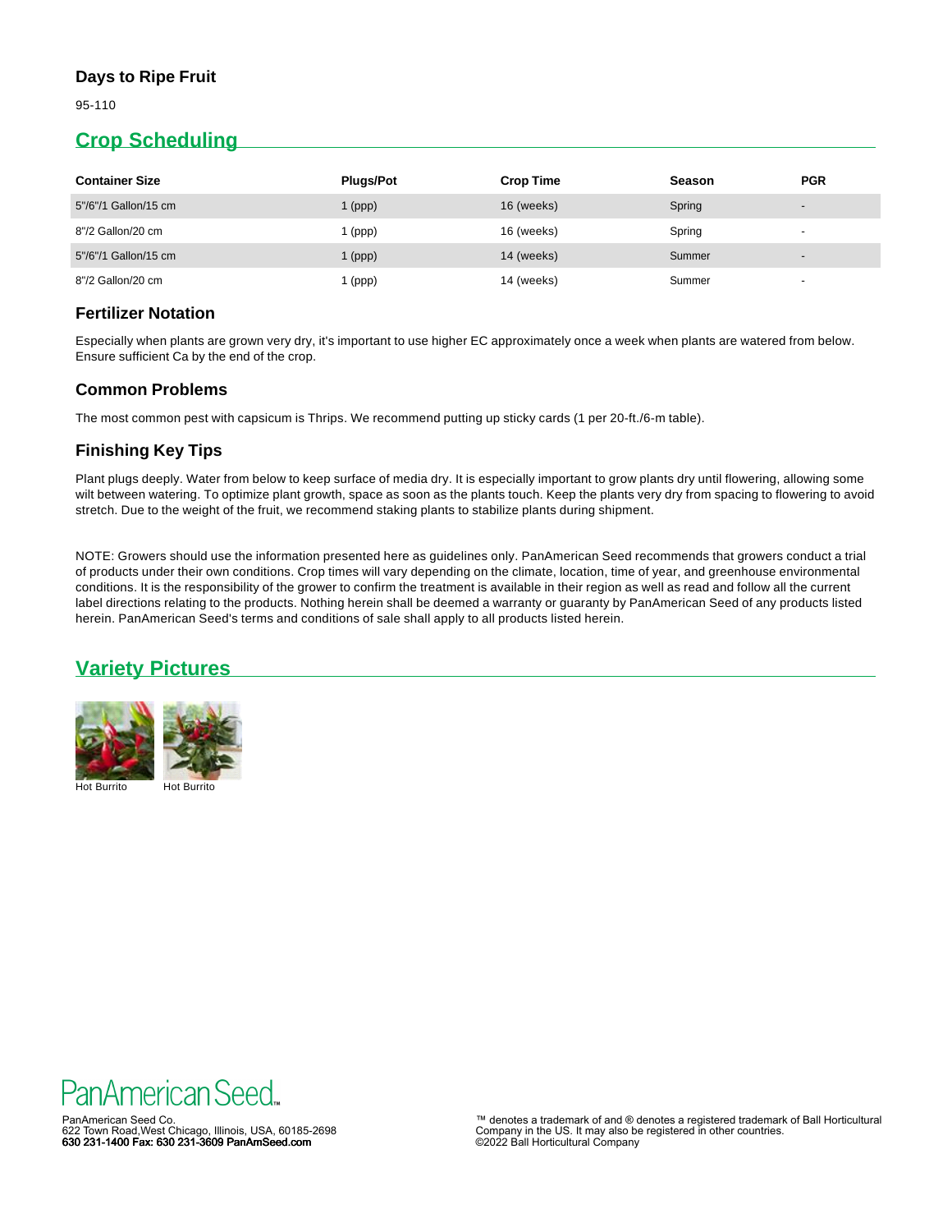### Days to Ripe Fruit

95-110

## Crop Scheduling

| Container Size | Plugs/Pot | Crop Time | Season | PGR |
| --- | --- | --- | --- | --- |
| 5"/6"/1 Gallon/15 cm | 1 (ppp) | 16 (weeks) | Spring | - |
| 8"/2 Gallon/20 cm | 1 (ppp) | 16 (weeks) | Spring | - |
| 5"/6"/1 Gallon/15 cm | 1 (ppp) | 14 (weeks) | Summer | - |
| 8"/2 Gallon/20 cm | 1 (ppp) | 14 (weeks) | Summer | - |

### Fertilizer Notation

Especially when plants are grown very dry, it's important to use higher EC approximately once a week when plants are watered from below. Ensure sufficient Ca by the end of the crop.

### Common Problems

The most common pest with capsicum is Thrips. We recommend putting up sticky cards (1 per 20-ft./6-m table).

### Finishing Key Tips

Plant plugs deeply. Water from below to keep surface of media dry. It is especially important to grow plants dry until flowering, allowing some wilt between watering. To optimize plant growth, space as soon as the plants touch. Keep the plants very dry from spacing to flowering to avoid stretch. Due to the weight of the fruit, we recommend staking plants to stabilize plants during shipment.

NOTE: Growers should use the information presented here as guidelines only. PanAmerican Seed recommends that growers conduct a trial of products under their own conditions. Crop times will vary depending on the climate, location, time of year, and greenhouse environmental conditions. It is the responsibility of the grower to confirm the treatment is available in their region as well as read and follow all the current label directions relating to the products. Nothing herein shall be deemed a warranty or guaranty by PanAmerican Seed of any products listed herein. PanAmerican Seed's terms and conditions of sale shall apply to all products listed herein.

## Variety Pictures

Hot Burrito

Hot Burrito

PanAmerican Seed

PanAmerican Seed Co.
622 Town Road,West Chicago, Illinois, USA, 60185-2698
630 231-1400 Fax: 630 231-3609 PanAmSeed.com

™ denotes a trademark of and ® denotes a registered trademark of Ball Horticultural Company in the US. It may also be registered in other countries.
©2022 Ball Horticultural Company